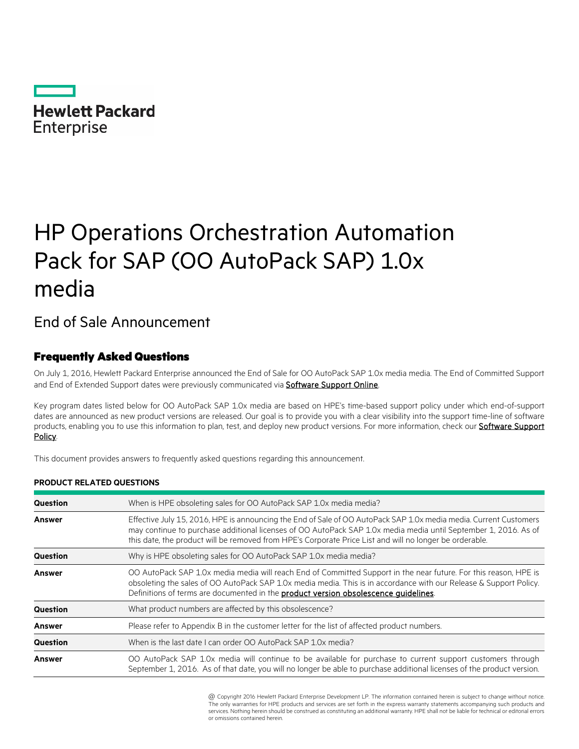Hewlett Packard Enterprise

# HP Operations Orchestration Automation Pack for SAP (OO AutoPack SAP) 1.0x media

## End of Sale Announcement

### Frequently Asked Questions

On July 1, 2016, Hewlett Packard Enterprise announced the End of Sale for OO AutoPack SAP 1.0x media media. The End of Committed Support and End of Extended Support dates were previously communicated via **Software Support Online**.

Key program dates listed below for OO AutoPack SAP 1.0x media are based on HPE's time-based support policy under which end-of-support dates are announced as new product versions are released. Our goal is to provide you with a clear visibility into the support time-line of software products, enabling you to use this information to plan, test, and deploy new product versions. For more information, check our **Software Support Policy**.

This document provides answers to frequently asked questions regarding this announcement.

**PRODUCT RELATED QUESTIONS**

| | |
|---|---|
| **Question** | When is HPE obsoleting sales for OO AutoPack SAP 1.0x media media? |
| **Answer** | Effective July 15, 2016, HPE is announcing the End of Sale of OO AutoPack SAP 1.0x media media. Current Customers may continue to purchase additional licenses of OO AutoPack SAP 1.0x media media until September 1, 2016. As of this date, the product will be removed from HPE's Corporate Price List and will no longer be orderable. |
| **Question** | Why is HPE obsoleting sales for OO AutoPack SAP 1.0x media media? |
| **Answer** | OO AutoPack SAP 1.0x media media will reach End of Committed Support in the near future. For this reason, HPE is obsoleting the sales of OO AutoPack SAP 1.0x media media. This is in accordance with our Release & Support Policy. Definitions of terms are documented in the **product version obsolescence guidelines**. |
| **Question** | What product numbers are affected by this obsolescence? |
| **Answer** | Please refer to Appendix B in the customer letter for the list of affected product numbers. |
| **Question** | When is the last date I can order OO AutoPack SAP 1.0x media? |
| **Answer** | OO AutoPack SAP 1.0x media will continue to be available for purchase to current support customers through September 1, 2016. As of that date, you will no longer be able to purchase additional licenses of the product version. |

@ Copyright 2016 Hewlett Packard Enterprise Development LP. The information contained herein is subject to change without notice. The only warranties for HPE products and services are set forth in the express warranty statements accompanying such products and services. Nothing herein should be construed as constituting an additional warranty. HPE shall not be liable for technical or editorial errors or omissions contained herein.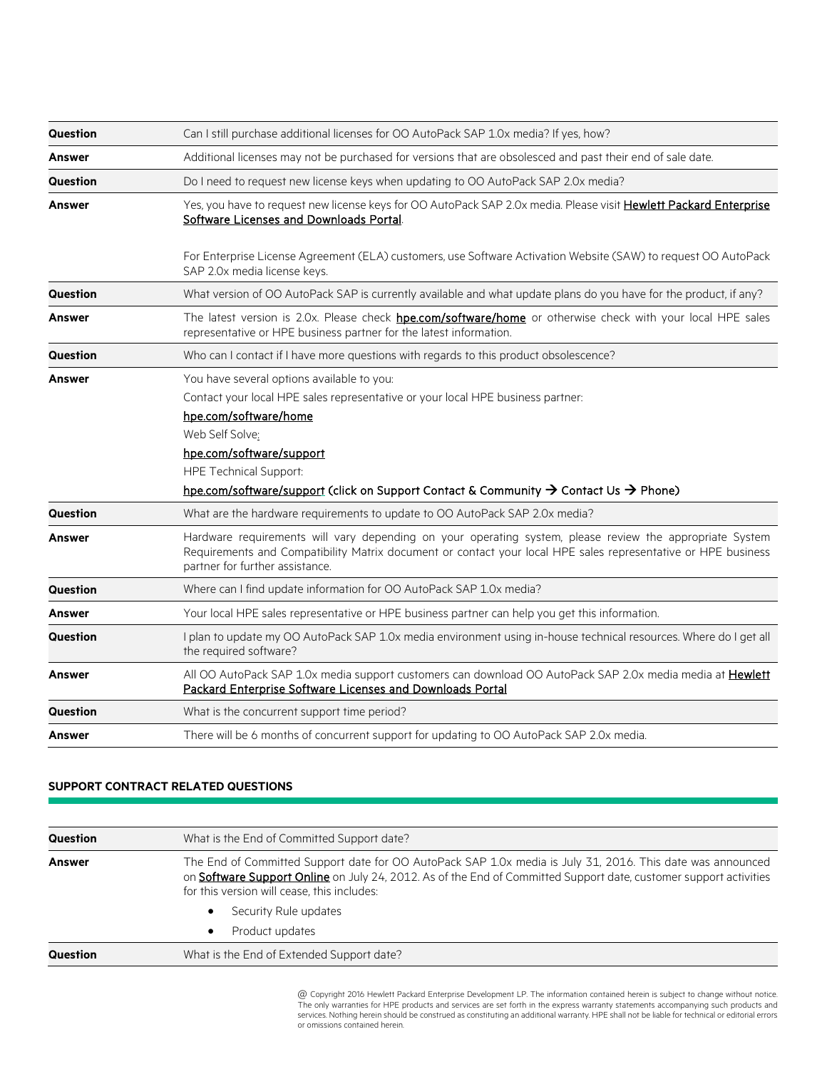| | |
|---|---|
| **Question** | Can I still purchase additional licenses for OO AutoPack SAP 1.0x media? If yes, how? |
| **Answer** | Additional licenses may not be purchased for versions that are obsolesced and past their end of sale date. |
| **Question** | Do I need to request new license keys when updating to OO AutoPack SAP 2.0x media? |
| **Answer** | Yes, you have to request new license keys for OO AutoPack SAP 2.0x media. Please visit **Hewlett Packard Enterprise Software Licenses and Downloads Portal**.<br><br>For Enterprise License Agreement (ELA) customers, use Software Activation Website (SAW) to request OO AutoPack SAP 2.0x media license keys. |
| **Question** | What version of OO AutoPack SAP is currently available and what update plans do you have for the product, if any? |
| **Answer** | The latest version is 2.0x. Please check **hpe.com/software/home** or otherwise check with your local HPE sales representative or HPE business partner for the latest information. |
| **Question** | Who can I contact if I have more questions with regards to this product obsolescence? |
| **Answer** | You have several options available to you:<br>Contact your local HPE sales representative or your local HPE business partner:<br>hpe.com/software/home<br>Web Self Solve:<br>hpe.com/software/support<br>HPE Technical Support:<br>hpe.com/software/support (click on Support Contact & Community → Contact Us → Phone) |
| **Question** | What are the hardware requirements to update to OO AutoPack SAP 2.0x media? |
| **Answer** | Hardware requirements will vary depending on your operating system, please review the appropriate System Requirements and Compatibility Matrix document or contact your local HPE sales representative or HPE business partner for further assistance. |
| **Question** | Where can I find update information for OO AutoPack SAP 1.0x media? |
| **Answer** | Your local HPE sales representative or HPE business partner can help you get this information. |
| **Question** | I plan to update my OO AutoPack SAP 1.0x media environment using in-house technical resources. Where do I get all the required software? |
| **Answer** | All OO AutoPack SAP 1.0x media support customers can download OO AutoPack SAP 2.0x media media at **Hewlett Packard Enterprise Software Licenses and Downloads Portal** |
| **Question** | What is the concurrent support time period? |
| **Answer** | There will be 6 months of concurrent support for updating to OO AutoPack SAP 2.0x media. |

## SUPPORT CONTRACT RELATED QUESTIONS

| | |
|---|---|
| **Question** | What is the End of Committed Support date? |
| **Answer** | The End of Committed Support date for OO AutoPack SAP 1.0x media is July 31, 2016. This date was announced on **Software Support Online** on July 24, 2012. As of the End of Committed Support date, customer support activities for this version will cease, this includes:<br>• Security Rule updates<br>• Product updates |
| **Question** | What is the End of Extended Support date? |

@ Copyright 2016 Hewlett Packard Enterprise Development LP. The information contained herein is subject to change without notice. The only warranties for HPE products and services are set forth in the express warranty statements accompanying such products and services. Nothing herein should be construed as constituting an additional warranty. HPE shall not be liable for technical or editorial errors or omissions contained herein.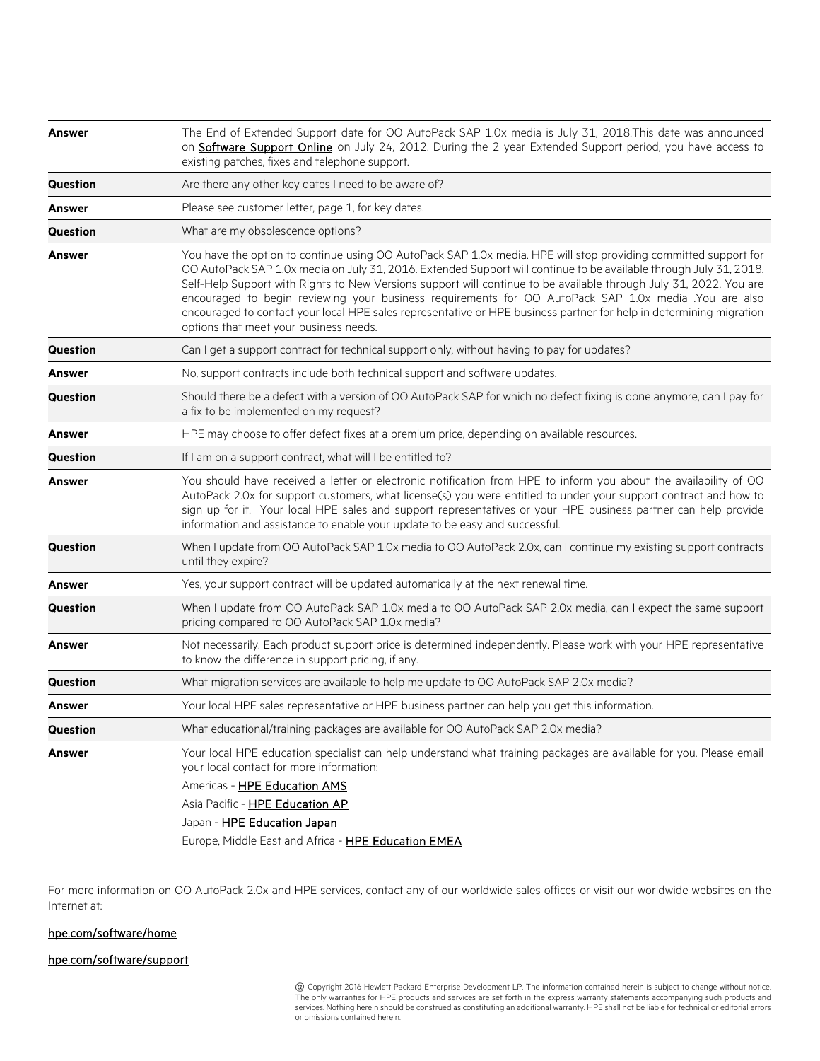| | |
|---|---|
| **Answer** | The End of Extended Support date for OO AutoPack SAP 1.0x media is July 31, 2018.This date was announced on **Software Support Online** on July 24, 2012. During the 2 year Extended Support period, you have access to existing patches, fixes and telephone support. |
| **Question** | Are there any other key dates I need to be aware of? |
| **Answer** | Please see customer letter, page 1, for key dates. |
| **Question** | What are my obsolescence options? |
| **Answer** | You have the option to continue using OO AutoPack SAP 1.0x media. HPE will stop providing committed support for OO AutoPack SAP 1.0x media on July 31, 2016. Extended Support will continue to be available through July 31, 2018. Self-Help Support with Rights to New Versions support will continue to be available through July 31, 2022. You are encouraged to begin reviewing your business requirements for OO AutoPack SAP 1.0x media .You are also encouraged to contact your local HPE sales representative or HPE business partner for help in determining migration options that meet your business needs. |
| **Question** | Can I get a support contract for technical support only, without having to pay for updates? |
| **Answer** | No, support contracts include both technical support and software updates. |
| **Question** | Should there be a defect with a version of OO AutoPack SAP for which no defect fixing is done anymore, can I pay for a fix to be implemented on my request? |
| **Answer** | HPE may choose to offer defect fixes at a premium price, depending on available resources. |
| **Question** | If I am on a support contract, what will I be entitled to? |
| **Answer** | You should have received a letter or electronic notification from HPE to inform you about the availability of OO AutoPack 2.0x for support customers, what license(s) you were entitled to under your support contract and how to sign up for it. Your local HPE sales and support representatives or your HPE business partner can help provide information and assistance to enable your update to be easy and successful. |
| **Question** | When I update from OO AutoPack SAP 1.0x media to OO AutoPack 2.0x, can I continue my existing support contracts until they expire? |
| **Answer** | Yes, your support contract will be updated automatically at the next renewal time. |
| **Question** | When I update from OO AutoPack SAP 1.0x media to OO AutoPack SAP 2.0x media, can I expect the same support pricing compared to OO AutoPack SAP 1.0x media? |
| **Answer** | Not necessarily. Each product support price is determined independently. Please work with your HPE representative to know the difference in support pricing, if any. |
| **Question** | What migration services are available to help me update to OO AutoPack SAP 2.0x media? |
| **Answer** | Your local HPE sales representative or HPE business partner can help you get this information. |
| **Question** | What educational/training packages are available for OO AutoPack SAP 2.0x media? |
| **Answer** | Your local HPE education specialist can help understand what training packages are available for you. Please email your local contact for more information:<br>Americas - **HPE Education AMS**<br>Asia Pacific - **HPE Education AP**<br>Japan - **HPE Education Japan**<br>Europe, Middle East and Africa - **HPE Education EMEA** |

For more information on OO AutoPack 2.0x and HPE services, contact any of our worldwide sales offices or visit our worldwide websites on the Internet at:

hpe.com/software/home

hpe.com/software/support

@ Copyright 2016 Hewlett Packard Enterprise Development LP. The information contained herein is subject to change without notice. The only warranties for HPE products and services are set forth in the express warranty statements accompanying such products and services. Nothing herein should be construed as constituting an additional warranty. HPE shall not be liable for technical or editorial errors or omissions contained herein.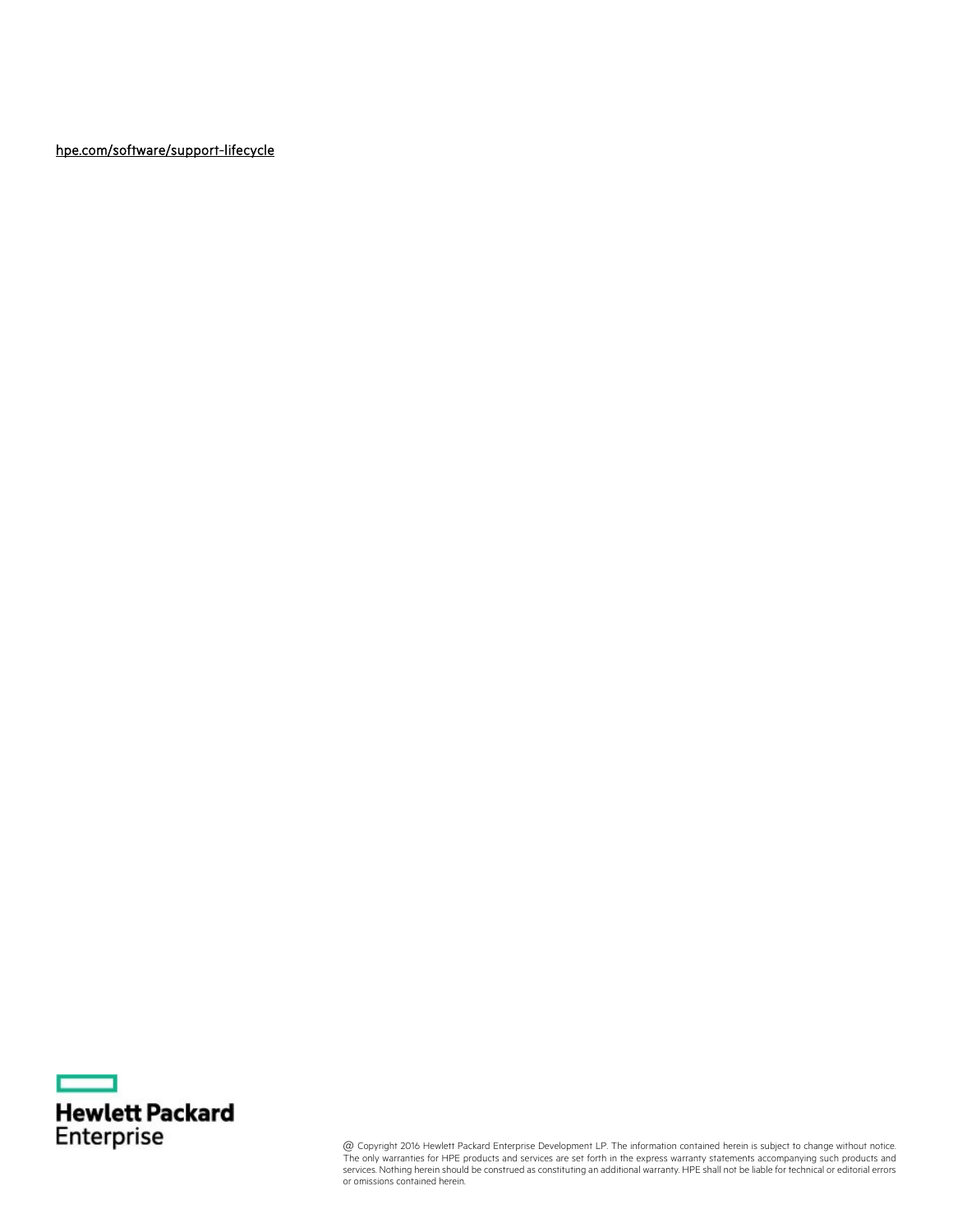hpe.com/software/support-lifecycle

**Hewlett Packard**
Enterprise

@ Copyright 2016 Hewlett Packard Enterprise Development LP. The information contained herein is subject to change without notice. The only warranties for HPE products and services are set forth in the express warranty statements accompanying such products and services. Nothing herein should be construed as constituting an additional warranty. HPE shall not be liable for technical or editorial errors or omissions contained herein.